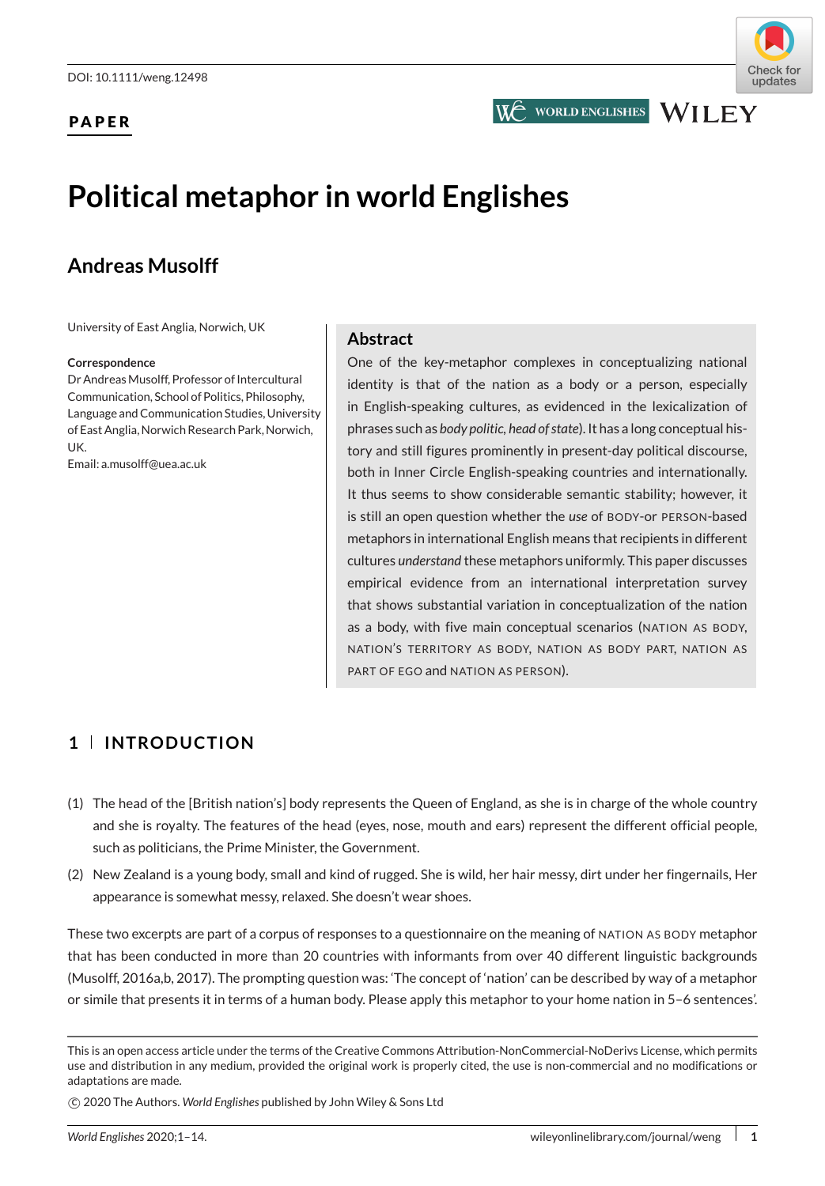DOI: 10.1111/weng.12498

**PAPER**

# Political metaphor in world Englishes

## Andreas Musolff

University of East Anglia, Norwich, UK

**Correspondence**
Dr Andreas Musolff, Professor of Intercultural Communication, School of Politics, Philosophy, Language and Communication Studies, University of East Anglia, Norwich Research Park, Norwich, UK.
Email: a.musolff@uea.ac.uk

### Abstract

One of the key-metaphor complexes in conceptualizing national identity is that of the nation as a body or a person, especially in English-speaking cultures, as evidenced in the lexicalization of phrases such as *body politic, head of state*). It has a long conceptual history and still figures prominently in present-day political discourse, both in Inner Circle English-speaking countries and internationally. It thus seems to show considerable semantic stability; however, it is still an open question whether the *use* of BODY-or PERSON-based metaphors in international English means that recipients in different cultures *understand* these metaphors uniformly. This paper discusses empirical evidence from an international interpretation survey that shows substantial variation in conceptualization of the nation as a body, with five main conceptual scenarios (NATION AS BODY, NATION'S TERRITORY AS BODY, NATION AS BODY PART, NATION AS PART OF EGO and NATION AS PERSON).

## 1 INTRODUCTION

(1) The head of the [British nation's] body represents the Queen of England, as she is in charge of the whole country and she is royalty. The features of the head (eyes, nose, mouth and ears) represent the different official people, such as politicians, the Prime Minister, the Government.

(2) New Zealand is a young body, small and kind of rugged. She is wild, her hair messy, dirt under her fingernails, Her appearance is somewhat messy, relaxed. She doesn't wear shoes.

These two excerpts are part of a corpus of responses to a questionnaire on the meaning of NATION AS BODY metaphor that has been conducted in more than 20 countries with informants from over 40 different linguistic backgrounds (Musolff, 2016a,b, 2017). The prompting question was: 'The concept of 'nation' can be described by way of a metaphor or simile that presents it in terms of a human body. Please apply this metaphor to your home nation in 5–6 sentences'.

This is an open access article under the terms of the Creative Commons Attribution-NonCommercial-NoDerivs License, which permits use and distribution in any medium, provided the original work is properly cited, the use is non-commercial and no modifications or adaptations are made.

© 2020 The Authors. *World Englishes* published by John Wiley & Sons Ltd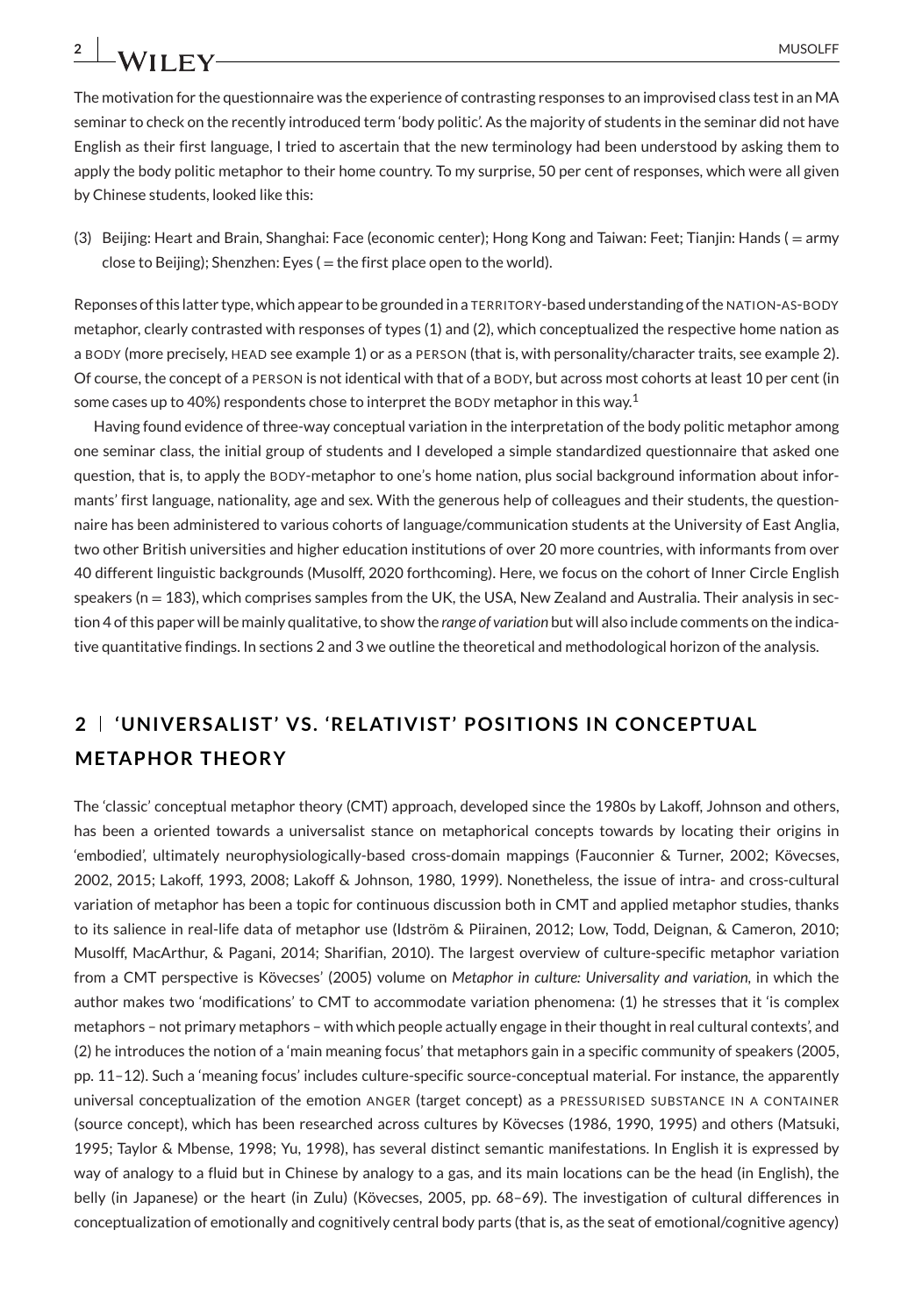The motivation for the questionnaire was the experience of contrasting responses to an improvised class test in an MA seminar to check on the recently introduced term 'body politic'. As the majority of students in the seminar did not have English as their first language, I tried to ascertain that the new terminology had been understood by asking them to apply the body politic metaphor to their home country. To my surprise, 50 per cent of responses, which were all given by Chinese students, looked like this:

(3) Beijing: Heart and Brain, Shanghai: Face (economic center); Hong Kong and Taiwan: Feet; Tianjin: Hands ( = army close to Beijing); Shenzhen: Eyes ( = the first place open to the world).

Reponses of this latter type, which appear to be grounded in a TERRITORY-based understanding of the NATION-AS-BODY metaphor, clearly contrasted with responses of types (1) and (2), which conceptualized the respective home nation as a BODY (more precisely, HEAD see example 1) or as a PERSON (that is, with personality/character traits, see example 2). Of course, the concept of a PERSON is not identical with that of a BODY, but across most cohorts at least 10 per cent (in some cases up to 40%) respondents chose to interpret the BODY metaphor in this way.[1]

Having found evidence of three-way conceptual variation in the interpretation of the body politic metaphor among one seminar class, the initial group of students and I developed a simple standardized questionnaire that asked one question, that is, to apply the BODY-metaphor to one's home nation, plus social background information about informants' first language, nationality, age and sex. With the generous help of colleagues and their students, the questionnaire has been administered to various cohorts of language/communication students at the University of East Anglia, two other British universities and higher education institutions of over 20 more countries, with informants from over 40 different linguistic backgrounds (Musolff, 2020 forthcoming). Here, we focus on the cohort of Inner Circle English speakers (n = 183), which comprises samples from the UK, the USA, New Zealand and Australia. Their analysis in section 4 of this paper will be mainly qualitative, to show the *range of variation* but will also include comments on the indicative quantitative findings. In sections 2 and 3 we outline the theoretical and methodological horizon of the analysis.

## 2 | 'UNIVERSALIST' VS. 'RELATIVIST' POSITIONS IN CONCEPTUAL METAPHOR THEORY

The 'classic' conceptual metaphor theory (CMT) approach, developed since the 1980s by Lakoff, Johnson and others, has been a oriented towards a universalist stance on metaphorical concepts towards by locating their origins in 'embodied', ultimately neurophysiologically-based cross-domain mappings (Fauconnier & Turner, 2002; Kövecses, 2002, 2015; Lakoff, 1993, 2008; Lakoff & Johnson, 1980, 1999). Nonetheless, the issue of intra- and cross-cultural variation of metaphor has been a topic for continuous discussion both in CMT and applied metaphor studies, thanks to its salience in real-life data of metaphor use (Idström & Piirainen, 2012; Low, Todd, Deignan, & Cameron, 2010; Musolff, MacArthur, & Pagani, 2014; Sharifian, 2010). The largest overview of culture-specific metaphor variation from a CMT perspective is Kövecses' (2005) volume on *Metaphor in culture: Universality and variation*, in which the author makes two 'modifications' to CMT to accommodate variation phenomena: (1) he stresses that it 'is complex metaphors – not primary metaphors – with which people actually engage in their thought in real cultural contexts', and (2) he introduces the notion of a 'main meaning focus' that metaphors gain in a specific community of speakers (2005, pp. 11–12). Such a 'meaning focus' includes culture-specific source-conceptual material. For instance, the apparently universal conceptualization of the emotion ANGER (target concept) as a PRESSURISED SUBSTANCE IN A CONTAINER (source concept), which has been researched across cultures by Kövecses (1986, 1990, 1995) and others (Matsuki, 1995; Taylor & Mbense, 1998; Yu, 1998), has several distinct semantic manifestations. In English it is expressed by way of analogy to a fluid but in Chinese by analogy to a gas, and its main locations can be the head (in English), the belly (in Japanese) or the heart (in Zulu) (Kövecses, 2005, pp. 68–69). The investigation of cultural differences in conceptualization of emotionally and cognitively central body parts (that is, as the seat of emotional/cognitive agency)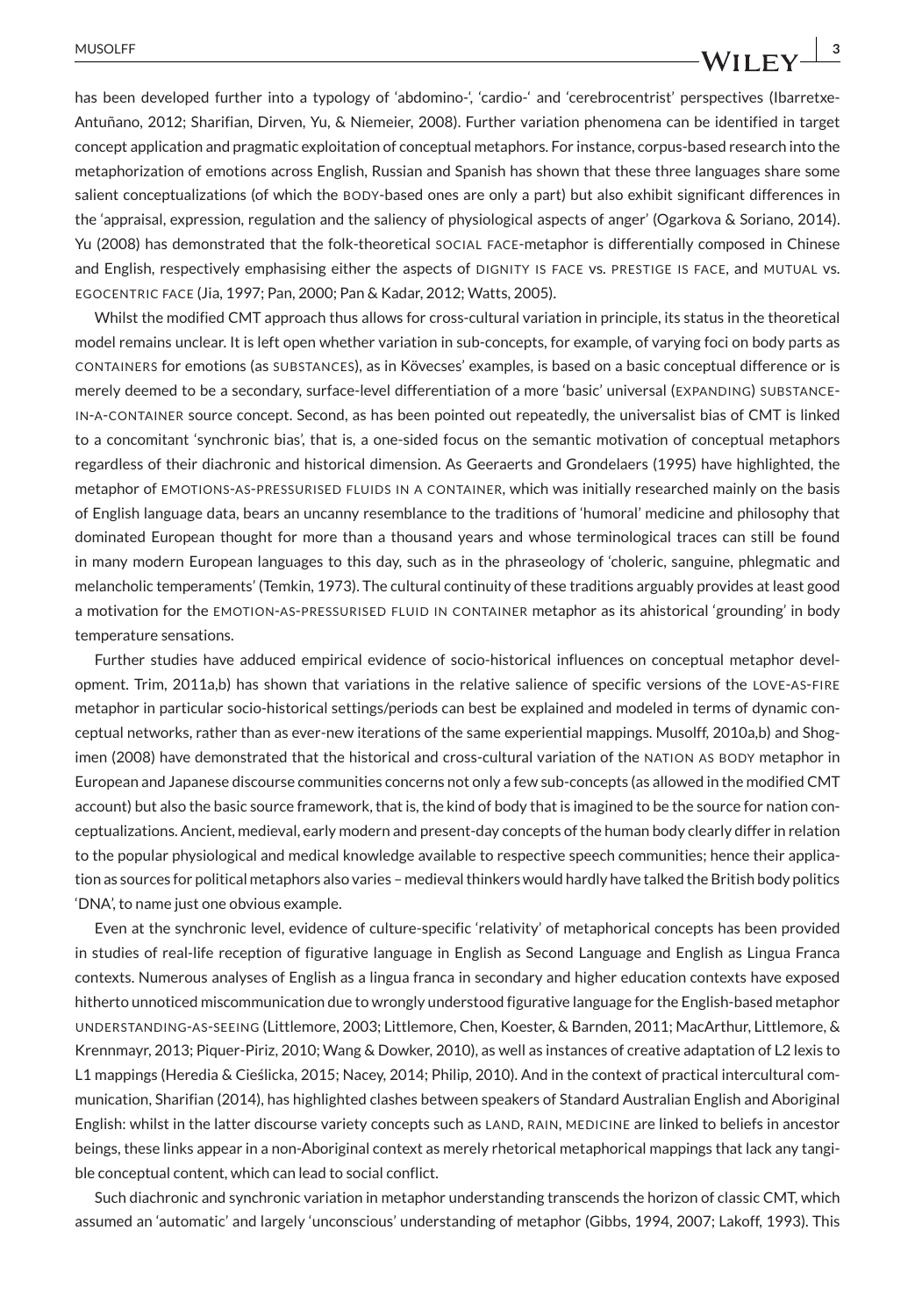has been developed further into a typology of 'abdomino-', 'cardio-' and 'cerebrocentrist' perspectives (Ibarretxe-Antuñano, 2012; Sharifian, Dirven, Yu, & Niemeier, 2008). Further variation phenomena can be identified in target concept application and pragmatic exploitation of conceptual metaphors. For instance, corpus-based research into the metaphorization of emotions across English, Russian and Spanish has shown that these three languages share some salient conceptualizations (of which the BODY-based ones are only a part) but also exhibit significant differences in the 'appraisal, expression, regulation and the saliency of physiological aspects of anger' (Ogarkova & Soriano, 2014). Yu (2008) has demonstrated that the folk-theoretical SOCIAL FACE-metaphor is differentially composed in Chinese and English, respectively emphasising either the aspects of DIGNITY IS FACE vs. PRESTIGE IS FACE, and MUTUAL vs. EGOCENTRIC FACE (Jia, 1997; Pan, 2000; Pan & Kadar, 2012; Watts, 2005).

Whilst the modified CMT approach thus allows for cross-cultural variation in principle, its status in the theoretical model remains unclear. It is left open whether variation in sub-concepts, for example, of varying foci on body parts as CONTAINERS for emotions (as SUBSTANCES), as in Kövecses' examples, is based on a basic conceptual difference or is merely deemed to be a secondary, surface-level differentiation of a more 'basic' universal (EXPANDING) SUBSTANCE-IN-A-CONTAINER source concept. Second, as has been pointed out repeatedly, the universalist bias of CMT is linked to a concomitant 'synchronic bias', that is, a one-sided focus on the semantic motivation of conceptual metaphors regardless of their diachronic and historical dimension. As Geeraerts and Grondelaers (1995) have highlighted, the metaphor of EMOTIONS-AS-PRESSURISED FLUIDS IN A CONTAINER, which was initially researched mainly on the basis of English language data, bears an uncanny resemblance to the traditions of 'humoral' medicine and philosophy that dominated European thought for more than a thousand years and whose terminological traces can still be found in many modern European languages to this day, such as in the phraseology of 'choleric, sanguine, phlegmatic and melancholic temperaments' (Temkin, 1973). The cultural continuity of these traditions arguably provides at least good a motivation for the EMOTION-AS-PRESSURISED FLUID IN CONTAINER metaphor as its ahistorical 'grounding' in body temperature sensations.

Further studies have adduced empirical evidence of socio-historical influences on conceptual metaphor development. Trim, 2011a,b) has shown that variations in the relative salience of specific versions of the LOVE-AS-FIRE metaphor in particular socio-historical settings/periods can best be explained and modeled in terms of dynamic conceptual networks, rather than as ever-new iterations of the same experiential mappings. Musolff, 2010a,b) and Shogimen (2008) have demonstrated that the historical and cross-cultural variation of the NATION AS BODY metaphor in European and Japanese discourse communities concerns not only a few sub-concepts (as allowed in the modified CMT account) but also the basic source framework, that is, the kind of body that is imagined to be the source for nation conceptualizations. Ancient, medieval, early modern and present-day concepts of the human body clearly differ in relation to the popular physiological and medical knowledge available to respective speech communities; hence their application as sources for political metaphors also varies – medieval thinkers would hardly have talked the British body politics 'DNA', to name just one obvious example.

Even at the synchronic level, evidence of culture-specific 'relativity' of metaphorical concepts has been provided in studies of real-life reception of figurative language in English as Second Language and English as Lingua Franca contexts. Numerous analyses of English as a lingua franca in secondary and higher education contexts have exposed hitherto unnoticed miscommunication due to wrongly understood figurative language for the English-based metaphor UNDERSTANDING-AS-SEEING (Littlemore, 2003; Littlemore, Chen, Koester, & Barnden, 2011; MacArthur, Littlemore, & Krennmayr, 2013; Piquer-Piriz, 2010; Wang & Dowker, 2010), as well as instances of creative adaptation of L2 lexis to L1 mappings (Heredia & Cieślicka, 2015; Nacey, 2014; Philip, 2010). And in the context of practical intercultural communication, Sharifian (2014), has highlighted clashes between speakers of Standard Australian English and Aboriginal English: whilst in the latter discourse variety concepts such as LAND, RAIN, MEDICINE are linked to beliefs in ancestor beings, these links appear in a non-Aboriginal context as merely rhetorical metaphorical mappings that lack any tangible conceptual content, which can lead to social conflict.

Such diachronic and synchronic variation in metaphor understanding transcends the horizon of classic CMT, which assumed an 'automatic' and largely 'unconscious' understanding of metaphor (Gibbs, 1994, 2007; Lakoff, 1993). This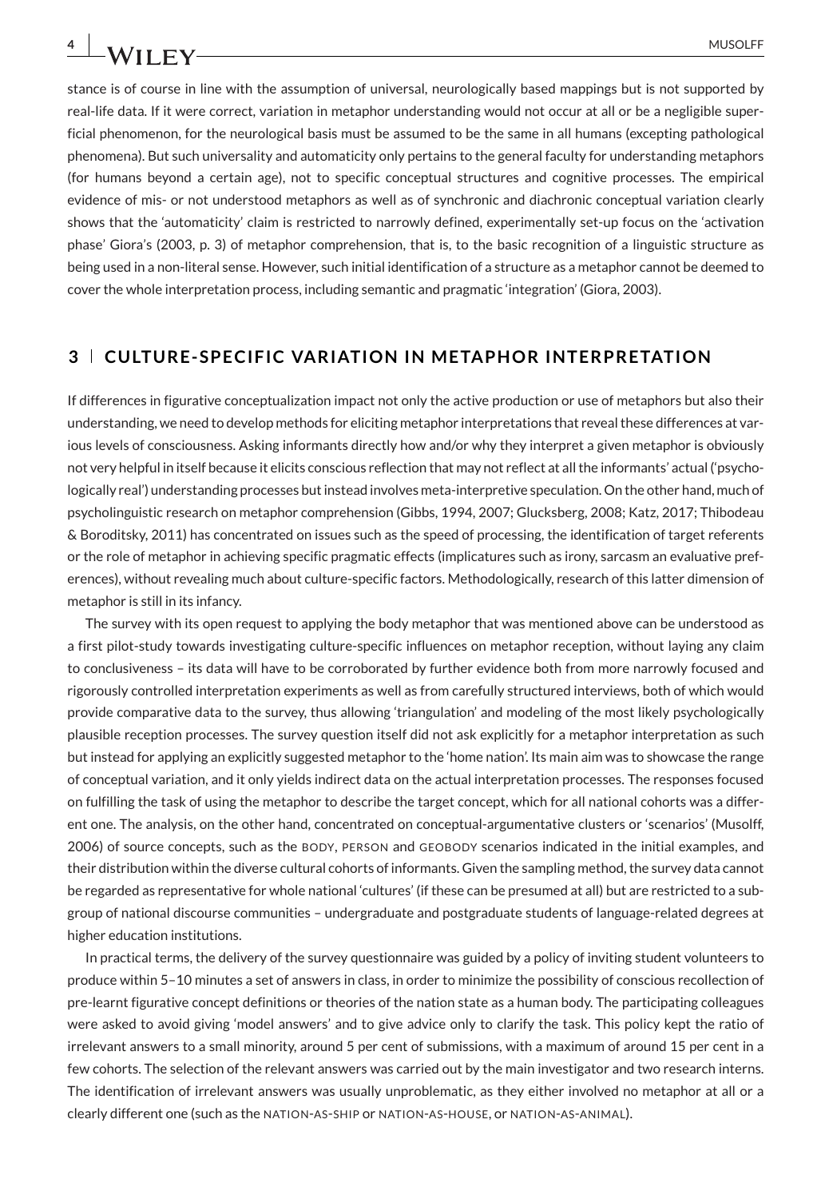stance is of course in line with the assumption of universal, neurologically based mappings but is not supported by real-life data. If it were correct, variation in metaphor understanding would not occur at all or be a negligible superficial phenomenon, for the neurological basis must be assumed to be the same in all humans (excepting pathological phenomena). But such universality and automaticity only pertains to the general faculty for understanding metaphors (for humans beyond a certain age), not to specific conceptual structures and cognitive processes. The empirical evidence of mis- or not understood metaphors as well as of synchronic and diachronic conceptual variation clearly shows that the 'automaticity' claim is restricted to narrowly defined, experimentally set-up focus on the 'activation phase' Giora's (2003, p. 3) of metaphor comprehension, that is, to the basic recognition of a linguistic structure as being used in a non-literal sense. However, such initial identification of a structure as a metaphor cannot be deemed to cover the whole interpretation process, including semantic and pragmatic 'integration' (Giora, 2003).

## 3 | CULTURE-SPECIFIC VARIATION IN METAPHOR INTERPRETATION

If differences in figurative conceptualization impact not only the active production or use of metaphors but also their understanding, we need to develop methods for eliciting metaphor interpretations that reveal these differences at various levels of consciousness. Asking informants directly how and/or why they interpret a given metaphor is obviously not very helpful in itself because it elicits conscious reflection that may not reflect at all the informants' actual ('psychologically real') understanding processes but instead involves meta-interpretive speculation. On the other hand, much of psycholinguistic research on metaphor comprehension (Gibbs, 1994, 2007; Glucksberg, 2008; Katz, 2017; Thibodeau & Boroditsky, 2011) has concentrated on issues such as the speed of processing, the identification of target referents or the role of metaphor in achieving specific pragmatic effects (implicatures such as irony, sarcasm an evaluative preferences), without revealing much about culture-specific factors. Methodologically, research of this latter dimension of metaphor is still in its infancy.

The survey with its open request to applying the body metaphor that was mentioned above can be understood as a first pilot-study towards investigating culture-specific influences on metaphor reception, without laying any claim to conclusiveness – its data will have to be corroborated by further evidence both from more narrowly focused and rigorously controlled interpretation experiments as well as from carefully structured interviews, both of which would provide comparative data to the survey, thus allowing 'triangulation' and modeling of the most likely psychologically plausible reception processes. The survey question itself did not ask explicitly for a metaphor interpretation as such but instead for applying an explicitly suggested metaphor to the 'home nation'. Its main aim was to showcase the range of conceptual variation, and it only yields indirect data on the actual interpretation processes. The responses focused on fulfilling the task of using the metaphor to describe the target concept, which for all national cohorts was a different one. The analysis, on the other hand, concentrated on conceptual-argumentative clusters or 'scenarios' (Musolff, 2006) of source concepts, such as the BODY, PERSON and GEOBODY scenarios indicated in the initial examples, and their distribution within the diverse cultural cohorts of informants. Given the sampling method, the survey data cannot be regarded as representative for whole national 'cultures' (if these can be presumed at all) but are restricted to a subgroup of national discourse communities – undergraduate and postgraduate students of language-related degrees at higher education institutions.

In practical terms, the delivery of the survey questionnaire was guided by a policy of inviting student volunteers to produce within 5–10 minutes a set of answers in class, in order to minimize the possibility of conscious recollection of pre-learnt figurative concept definitions or theories of the nation state as a human body. The participating colleagues were asked to avoid giving 'model answers' and to give advice only to clarify the task. This policy kept the ratio of irrelevant answers to a small minority, around 5 per cent of submissions, with a maximum of around 15 per cent in a few cohorts. The selection of the relevant answers was carried out by the main investigator and two research interns. The identification of irrelevant answers was usually unproblematic, as they either involved no metaphor at all or a clearly different one (such as the NATION-AS-SHIP or NATION-AS-HOUSE, or NATION-AS-ANIMAL).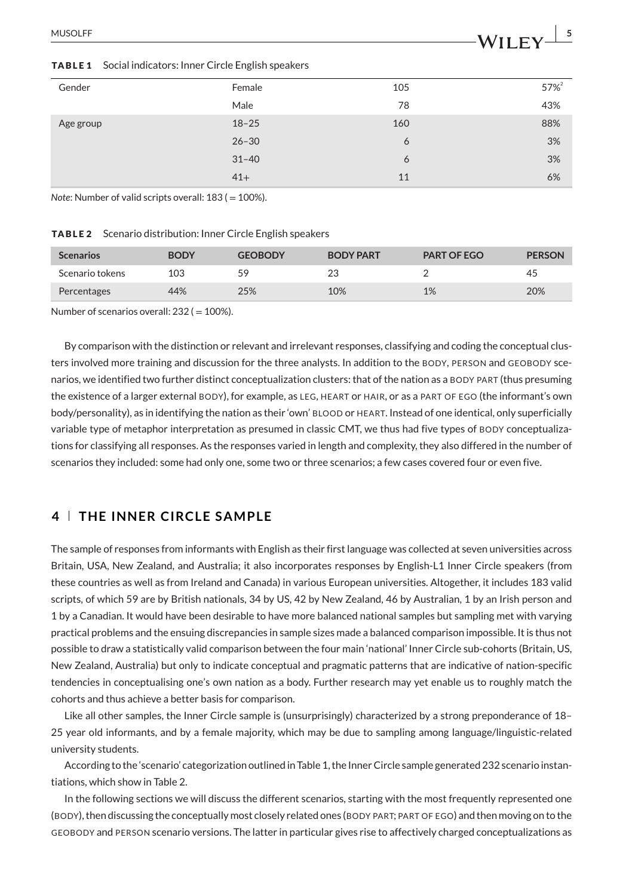**TABLE 1** Social indicators: Inner Circle English speakers

| | | | |
|---|---|---|---|
| Gender | Female | 105 | 57%[2] |
| | Male | 78 | 43% |
| Age group | 18–25 | 160 | 88% |
| | 26–30 | 6 | 3% |
| | 31–40 | 6 | 3% |
| | 41+ | 11 | 6% |

*Note*: Number of valid scripts overall: 183 (= 100%).

**TABLE 2** Scenario distribution: Inner Circle English speakers

| Scenarios | BODY | GEOBODY | BODY PART | PART OF EGO | PERSON |
|---|---|---|---|---|---|
| Scenario tokens | 103 | 59 | 23 | 2 | 45 |
| Percentages | 44% | 25% | 10% | 1% | 20% |

Number of scenarios overall: 232 (= 100%).

By comparison with the distinction or relevant and irrelevant responses, classifying and coding the conceptual clusters involved more training and discussion for the three analysts. In addition to the BODY, PERSON and GEOBODY scenarios, we identified two further distinct conceptualization clusters: that of the nation as a BODY PART (thus presuming the existence of a larger external BODY), for example, as LEG, HEART or HAIR, or as a PART OF EGO (the informant's own body/personality), as in identifying the nation as their 'own' BLOOD or HEART. Instead of one identical, only superficially variable type of metaphor interpretation as presumed in classic CMT, we thus had five types of BODY conceptualizations for classifying all responses. As the responses varied in length and complexity, they also differed in the number of scenarios they included: some had only one, some two or three scenarios; a few cases covered four or even five.

## 4 | THE INNER CIRCLE SAMPLE

The sample of responses from informants with English as their first language was collected at seven universities across Britain, USA, New Zealand, and Australia; it also incorporates responses by English-L1 Inner Circle speakers (from these countries as well as from Ireland and Canada) in various European universities. Altogether, it includes 183 valid scripts, of which 59 are by British nationals, 34 by US, 42 by New Zealand, 46 by Australian, 1 by an Irish person and 1 by a Canadian. It would have been desirable to have more balanced national samples but sampling met with varying practical problems and the ensuing discrepancies in sample sizes made a balanced comparison impossible. It is thus not possible to draw a statistically valid comparison between the four main 'national' Inner Circle sub-cohorts (Britain, US, New Zealand, Australia) but only to indicate conceptual and pragmatic patterns that are indicative of nation-specific tendencies in conceptualising one's own nation as a body. Further research may yet enable us to roughly match the cohorts and thus achieve a better basis for comparison.

Like all other samples, the Inner Circle sample is (unsurprisingly) characterized by a strong preponderance of 18–25 year old informants, and by a female majority, which may be due to sampling among language/linguistic-related university students.

According to the 'scenario' categorization outlined in Table 1, the Inner Circle sample generated 232 scenario instantiations, which show in Table 2.

In the following sections we will discuss the different scenarios, starting with the most frequently represented one (BODY), then discussing the conceptually most closely related ones (BODY PART; PART OF EGO) and then moving on to the GEOBODY and PERSON scenario versions. The latter in particular gives rise to affectively charged conceptualizations as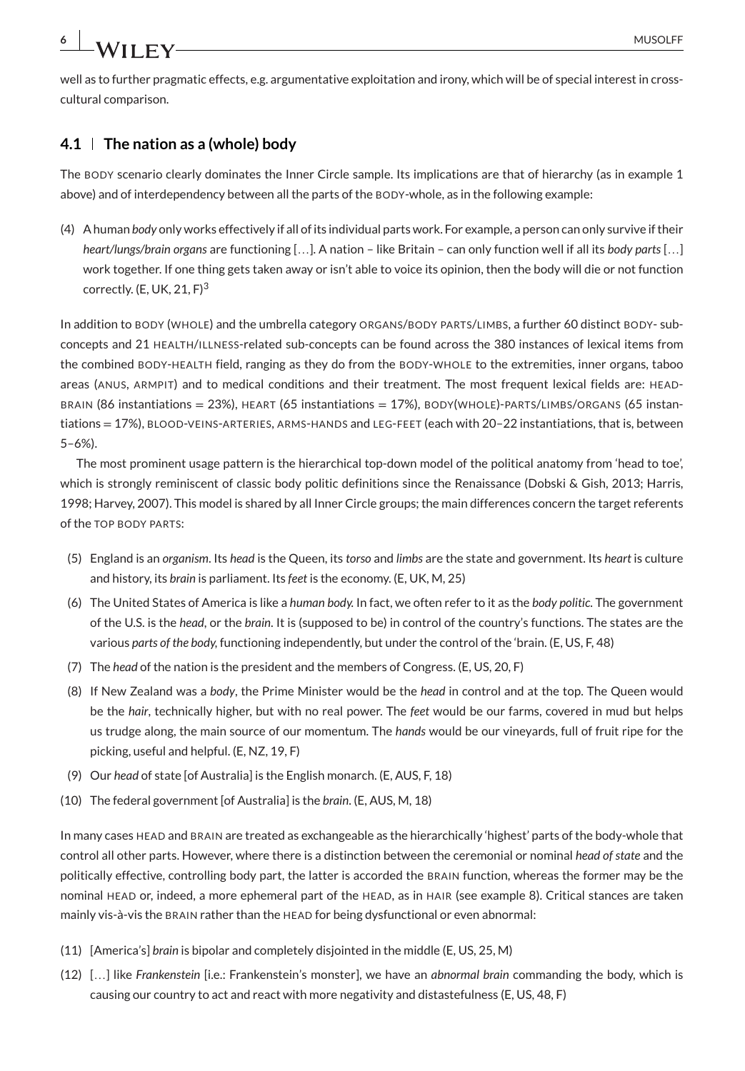well as to further pragmatic effects, e.g. argumentative exploitation and irony, which will be of special interest in cross-cultural comparison.

### 4.1 | The nation as a (whole) body

The BODY scenario clearly dominates the Inner Circle sample. Its implications are that of hierarchy (as in example 1 above) and of interdependency between all the parts of the BODY-whole, as in the following example:

(4) A human *body* only works effectively if all of its individual parts work. For example, a person can only survive if their *heart/lungs/brain organs* are functioning [...]. A nation – like Britain – can only function well if all its *body parts* [...] work together. If one thing gets taken away or isn't able to voice its opinion, then the body will die or not function correctly. (E, UK, 21, F)[3]

In addition to BODY (WHOLE) and the umbrella category ORGANS/BODY PARTS/LIMBS, a further 60 distinct BODY- sub-concepts and 21 HEALTH/ILLNESS-related sub-concepts can be found across the 380 instances of lexical items from the combined BODY-HEALTH field, ranging as they do from the BODY-WHOLE to the extremities, inner organs, taboo areas (ANUS, ARMPIT) and to medical conditions and their treatment. The most frequent lexical fields are: HEAD-BRAIN (86 instantiations = 23%), HEART (65 instantiations = 17%), BODY(WHOLE)-PARTS/LIMBS/ORGANS (65 instantiations = 17%), BLOOD-VEINS-ARTERIES, ARMS-HANDS and LEG-FEET (each with 20–22 instantiations, that is, between 5–6%).

The most prominent usage pattern is the hierarchical top-down model of the political anatomy from 'head to toe', which is strongly reminiscent of classic body politic definitions since the Renaissance (Dobski & Gish, 2013; Harris, 1998; Harvey, 2007). This model is shared by all Inner Circle groups; the main differences concern the target referents of the TOP BODY PARTS:

(5) England is an *organism*. Its *head* is the Queen, its *torso* and *limbs* are the state and government. Its *heart* is culture and history, its *brain* is parliament. Its *feet* is the economy. (E, UK, M, 25)

(6) The United States of America is like a *human body.* In fact, we often refer to it as the *body politic.* The government of the U.S. is the *head*, or the *brain*. It is (supposed to be) in control of the country's functions. The states are the various *parts of the body*, functioning independently, but under the control of the 'brain. (E, US, F, 48)

(7) The *head* of the nation is the president and the members of Congress. (E, US, 20, F)

(8) If New Zealand was a *body*, the Prime Minister would be the *head* in control and at the top. The Queen would be the *hair*, technically higher, but with no real power. The *feet* would be our farms, covered in mud but helps us trudge along, the main source of our momentum. The *hands* would be our vineyards, full of fruit ripe for the picking, useful and helpful. (E, NZ, 19, F)

(9) Our *head* of state [of Australia] is the English monarch. (E, AUS, F, 18)

(10) The federal government [of Australia] is the *brain*. (E, AUS, M, 18)

In many cases HEAD and BRAIN are treated as exchangeable as the hierarchically 'highest' parts of the body-whole that control all other parts. However, where there is a distinction between the ceremonial or nominal *head of state* and the politically effective, controlling body part, the latter is accorded the BRAIN function, whereas the former may be the nominal HEAD or, indeed, a more ephemeral part of the HEAD, as in HAIR (see example 8). Critical stances are taken mainly vis-à-vis the BRAIN rather than the HEAD for being dysfunctional or even abnormal:

(11) [America's] *brain* is bipolar and completely disjointed in the middle (E, US, 25, M)

(12) [...] like *Frankenstein* [i.e.: Frankenstein's monster], we have an *abnormal brain* commanding the body, which is causing our country to act and react with more negativity and distastefulness (E, US, 48, F)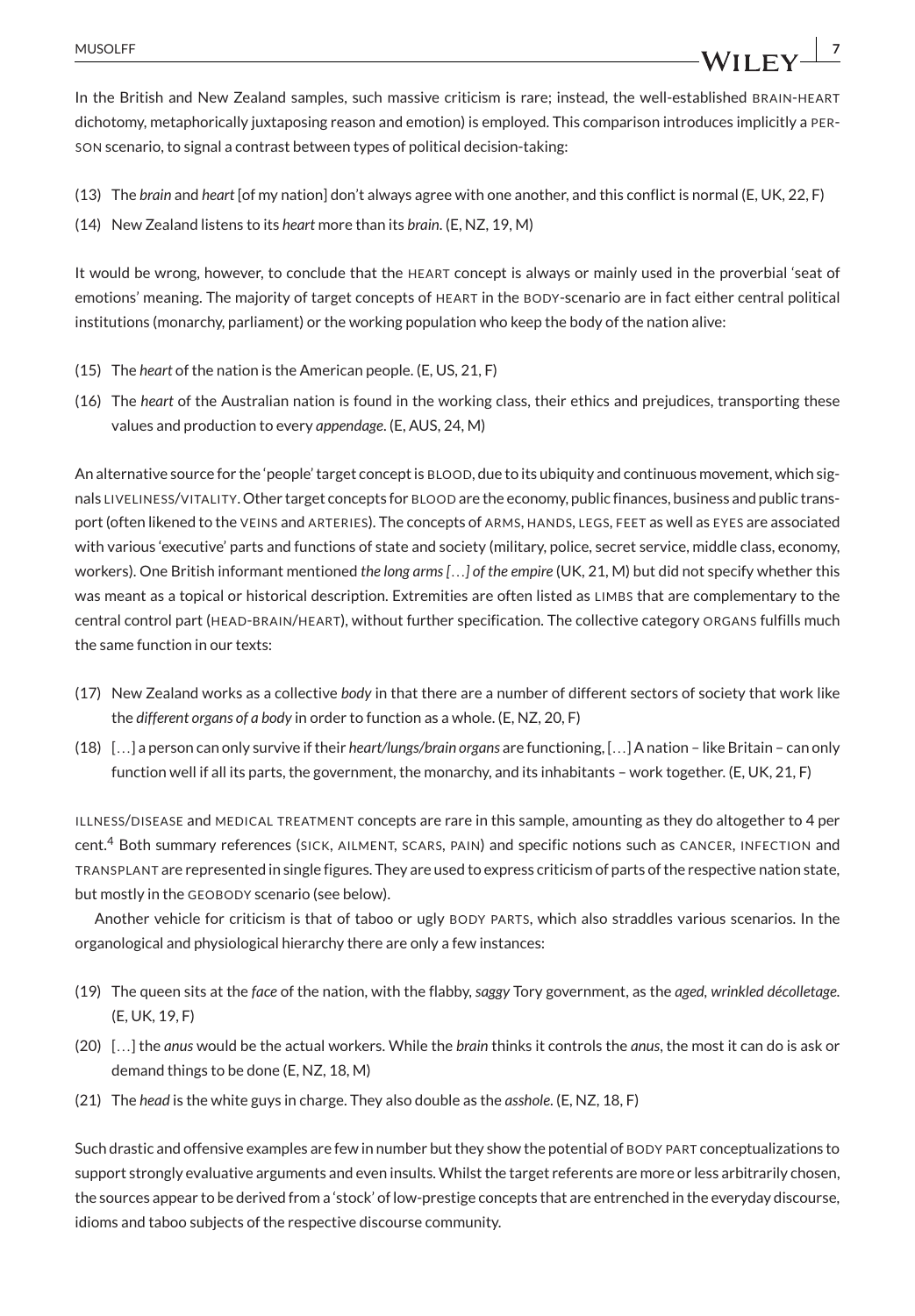In the British and New Zealand samples, such massive criticism is rare; instead, the well-established BRAIN-HEART dichotomy, metaphorically juxtaposing reason and emotion) is employed. This comparison introduces implicitly a PERSON scenario, to signal a contrast between types of political decision-taking:

(13) The *brain* and *heart* [of my nation] don't always agree with one another, and this conflict is normal (E, UK, 22, F)

(14) New Zealand listens to its *heart* more than its *brain*. (E, NZ, 19, M)

It would be wrong, however, to conclude that the HEART concept is always or mainly used in the proverbial 'seat of emotions' meaning. The majority of target concepts of HEART in the BODY-scenario are in fact either central political institutions (monarchy, parliament) or the working population who keep the body of the nation alive:

(15) The *heart* of the nation is the American people. (E, US, 21, F)

(16) The *heart* of the Australian nation is found in the working class, their ethics and prejudices, transporting these values and production to every *appendage*. (E, AUS, 24, M)

An alternative source for the 'people' target concept is BLOOD, due to its ubiquity and continuous movement, which signals LIVELINESS/VITALITY. Other target concepts for BLOOD are the economy, public finances, business and public transport (often likened to the VEINS and ARTERIES). The concepts of ARMS, HANDS, LEGS, FEET as well as EYES are associated with various 'executive' parts and functions of state and society (military, police, secret service, middle class, economy, workers). One British informant mentioned *the long arms […] of the empire* (UK, 21, M) but did not specify whether this was meant as a topical or historical description. Extremities are often listed as LIMBS that are complementary to the central control part (HEAD-BRAIN/HEART), without further specification. The collective category ORGANS fulfills much the same function in our texts:

(17) New Zealand works as a collective *body* in that there are a number of different sectors of society that work like the *different organs of a body* in order to function as a whole. (E, NZ, 20, F)

(18) […] a person can only survive if their *heart/lungs/brain organs* are functioning, […] A nation – like Britain – can only function well if all its parts, the government, the monarchy, and its inhabitants – work together. (E, UK, 21, F)

ILLNESS/DISEASE and MEDICAL TREATMENT concepts are rare in this sample, amounting as they do altogether to 4 per cent.[4] Both summary references (SICK, AILMENT, SCARS, PAIN) and specific notions such as CANCER, INFECTION and TRANSPLANT are represented in single figures. They are used to express criticism of parts of the respective nation state, but mostly in the GEOBODY scenario (see below).

Another vehicle for criticism is that of taboo or ugly BODY PARTS, which also straddles various scenarios. In the organological and physiological hierarchy there are only a few instances:

(19) The queen sits at the *face* of the nation, with the flabby, *saggy* Tory government, as the *aged, wrinkled décolletage*. (E, UK, 19, F)

(20) […] the *anus* would be the actual workers. While the *brain* thinks it controls the *anus*, the most it can do is ask or demand things to be done (E, NZ, 18, M)

(21) The *head* is the white guys in charge. They also double as the *asshole*. (E, NZ, 18, F)

Such drastic and offensive examples are few in number but they show the potential of BODY PART conceptualizations to support strongly evaluative arguments and even insults. Whilst the target referents are more or less arbitrarily chosen, the sources appear to be derived from a 'stock' of low-prestige concepts that are entrenched in the everyday discourse, idioms and taboo subjects of the respective discourse community.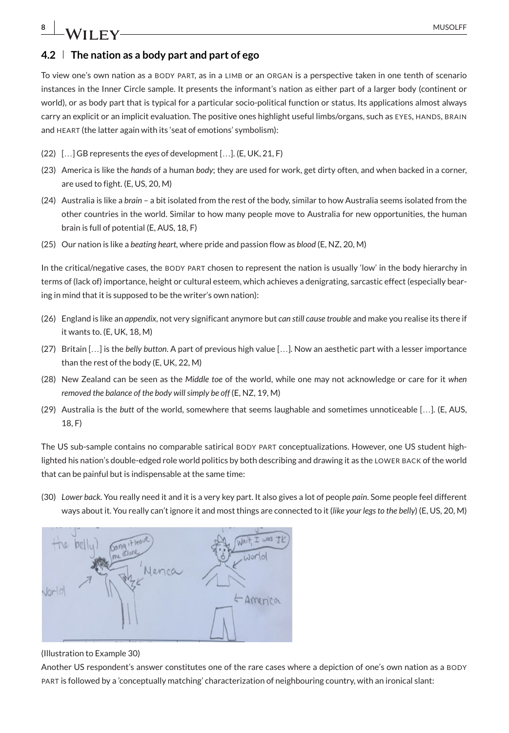## 4.2 The nation as a body part and part of ego

To view one's own nation as a BODY PART, as in a LIMB or an ORGAN is a perspective taken in one tenth of scenario instances in the Inner Circle sample. It presents the informant's nation as either part of a larger body (continent or world), or as body part that is typical for a particular socio-political function or status. Its applications almost always carry an explicit or an implicit evaluation. The positive ones highlight useful limbs/organs, such as EYES, HANDS, BRAIN and HEART (the latter again with its 'seat of emotions' symbolism):

(22) […] GB represents the *eyes* of development […]. (E, UK, 21, F)

(23) America is like the *hands* of a human *body*; they are used for work, get dirty often, and when backed in a corner, are used to fight. (E, US, 20, M)

(24) Australia is like a *brain* – a bit isolated from the rest of the body, similar to how Australia seems isolated from the other countries in the world. Similar to how many people move to Australia for new opportunities, the human brain is full of potential (E, AUS, 18, F)

(25) Our nation is like a *beating heart*, where pride and passion flow as *blood* (E, NZ, 20, M)

In the critical/negative cases, the BODY PART chosen to represent the nation is usually 'low' in the body hierarchy in terms of (lack of) importance, height or cultural esteem, which achieves a denigrating, sarcastic effect (especially bearing in mind that it is supposed to be the writer's own nation):

(26) England is like an *appendix*, not very significant anymore but *can still cause trouble* and make you realise its there if it wants to. (E, UK, 18, M)

(27) Britain […] is the *belly button*. A part of previous high value […]. Now an aesthetic part with a lesser importance than the rest of the body (E, UK, 22, M)

(28) New Zealand can be seen as the *Middle toe* of the world, while one may not acknowledge or care for it *when removed the balance of the body will simply be off* (E, NZ, 19, M)

(29) Australia is the *butt* of the world, somewhere that seems laughable and sometimes unnoticeable […]. (E, AUS, 18, F)

The US sub-sample contains no comparable satirical BODY PART conceptualizations. However, one US student highlighted his nation's double-edged role world politics by both describing and drawing it as the LOWER BACK of the world that can be painful but is indispensable at the same time:

(30) *Lower back*. You really need it and it is a very key part. It also gives a lot of people *pain*. Some people feel different ways about it. You really can't ignore it and most things are connected to it (*like your legs to the belly*) (E, US, 20, M)

(Illustration to Example 30)

Another US respondent's answer constitutes one of the rare cases where a depiction of one's own nation as a BODY PART is followed by a 'conceptually matching' characterization of neighbouring country, with an ironical slant: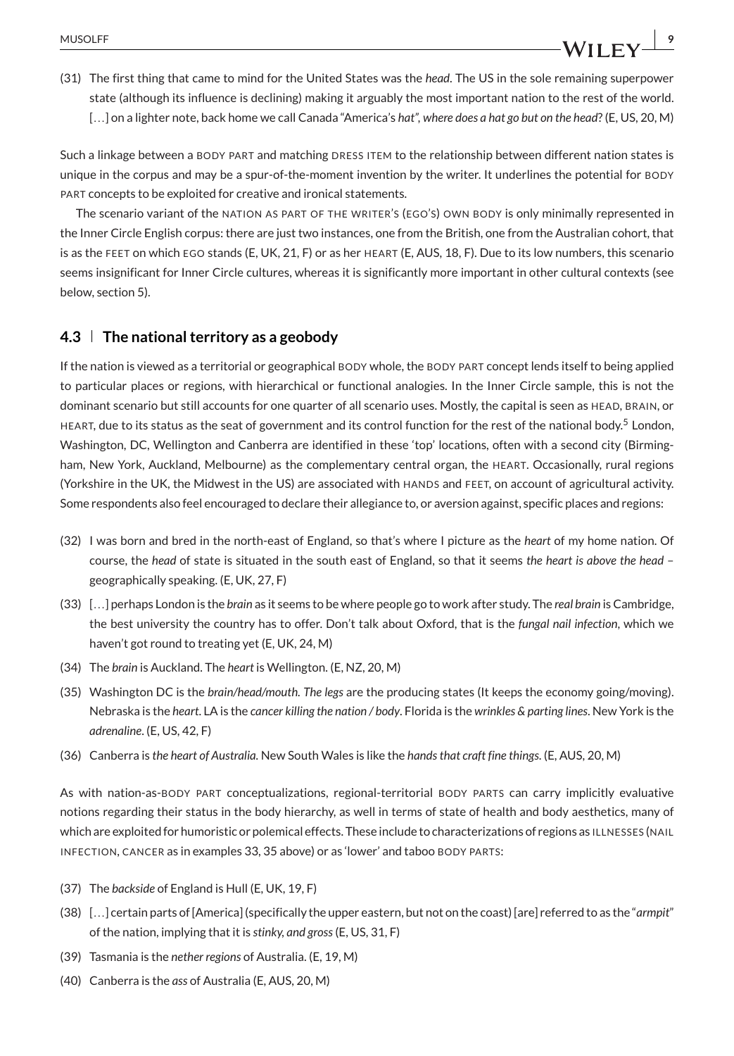(31) The first thing that came to mind for the United States was the *head*. The US in the sole remaining superpower state (although its influence is declining) making it arguably the most important nation to the rest of the world. […] on a lighter note, back home we call Canada "America's *hat*", *where does a hat go but on the head*? (E, US, 20, M)

Such a linkage between a BODY PART and matching DRESS ITEM to the relationship between different nation states is unique in the corpus and may be a spur-of-the-moment invention by the writer. It underlines the potential for BODY PART concepts to be exploited for creative and ironical statements.

The scenario variant of the NATION AS PART OF THE WRITER'S (EGO'S) OWN BODY is only minimally represented in the Inner Circle English corpus: there are just two instances, one from the British, one from the Australian cohort, that is as the FEET on which EGO stands (E, UK, 21, F) or as her HEART (E, AUS, 18, F). Due to its low numbers, this scenario seems insignificant for Inner Circle cultures, whereas it is significantly more important in other cultural contexts (see below, section 5).

## 4.3 | The national territory as a geobody

If the nation is viewed as a territorial or geographical BODY whole, the BODY PART concept lends itself to being applied to particular places or regions, with hierarchical or functional analogies. In the Inner Circle sample, this is not the dominant scenario but still accounts for one quarter of all scenario uses. Mostly, the capital is seen as HEAD, BRAIN, or HEART, due to its status as the seat of government and its control function for the rest of the national body.[5] London, Washington, DC, Wellington and Canberra are identified in these 'top' locations, often with a second city (Birmingham, New York, Auckland, Melbourne) as the complementary central organ, the HEART. Occasionally, rural regions (Yorkshire in the UK, the Midwest in the US) are associated with HANDS and FEET, on account of agricultural activity. Some respondents also feel encouraged to declare their allegiance to, or aversion against, specific places and regions:

(32) I was born and bred in the north-east of England, so that's where I picture as the *heart* of my home nation. Of course, the *head* of state is situated in the south east of England, so that it seems *the heart is above the head* – geographically speaking. (E, UK, 27, F)

(33) […] perhaps London is the *brain* as it seems to be where people go to work after study. The *real brain* is Cambridge, the best university the country has to offer. Don't talk about Oxford, that is the *fungal nail infection*, which we haven't got round to treating yet (E, UK, 24, M)

(34) The *brain* is Auckland. The *heart* is Wellington. (E, NZ, 20, M)

(35) Washington DC is the *brain/head/mouth. The legs* are the producing states (It keeps the economy going/moving). Nebraska is the *heart*. LA is the *cancer killing the nation / body*. Florida is the *wrinkles & parting lines*. New York is the *adrenaline*. (E, US, 42, F)

(36) Canberra is *the heart of Australia.* New South Wales is like the *hands that craft fine things.* (E, AUS, 20, M)

As with nation-as-BODY PART conceptualizations, regional-territorial BODY PARTS can carry implicitly evaluative notions regarding their status in the body hierarchy, as well in terms of state of health and body aesthetics, many of which are exploited for humoristic or polemical effects. These include to characterizations of regions as ILLNESSES (NAIL INFECTION, CANCER as in examples 33, 35 above) or as 'lower' and taboo BODY PARTS:

(37) The *backside* of England is Hull (E, UK, 19, F)

(38) […] certain parts of [America] (specifically the upper eastern, but not on the coast) [are] referred to as the "*armpit*" of the nation, implying that it is *stinky, and gross* (E, US, 31, F)

(39) Tasmania is the *nether regions* of Australia. (E, 19, M)

(40) Canberra is the *ass* of Australia (E, AUS, 20, M)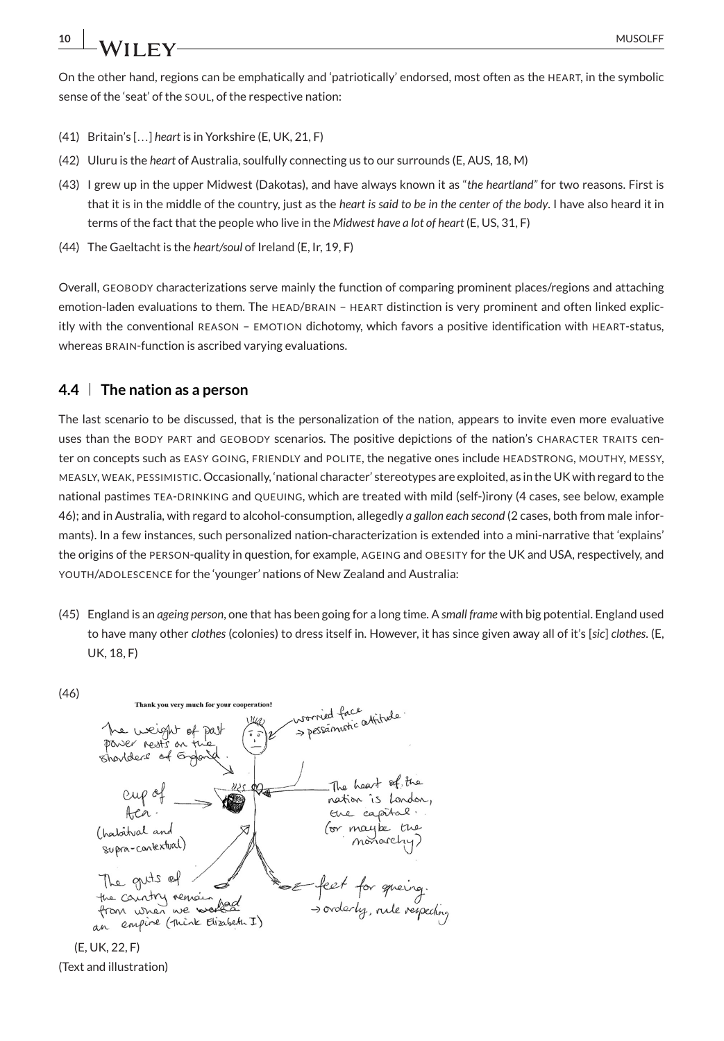On the other hand, regions can be emphatically and 'patriotically' endorsed, most often as the HEART, in the symbolic sense of the 'seat' of the SOUL, of the respective nation:

(41) Britain's […] *heart* is in Yorkshire (E, UK, 21, F)

(42) Uluru is the *heart* of Australia, soulfully connecting us to our surrounds (E, AUS, 18, M)

(43) I grew up in the upper Midwest (Dakotas), and have always known it as "*the heartland*" for two reasons. First is that it is in the middle of the country, just as the *heart is said to be in the center of the body*. I have also heard it in terms of the fact that the people who live in the *Midwest have a lot of heart* (E, US, 31, F)

(44) The Gaeltacht is the *heart/soul* of Ireland (E, Ir, 19, F)

Overall, GEOBODY characterizations serve mainly the function of comparing prominent places/regions and attaching emotion-laden evaluations to them. The HEAD/BRAIN – HEART distinction is very prominent and often linked explicitly with the conventional REASON – EMOTION dichotomy, which favors a positive identification with HEART-status, whereas BRAIN-function is ascribed varying evaluations.

### 4.4 | The nation as a person

The last scenario to be discussed, that is the personalization of the nation, appears to invite even more evaluative uses than the BODY PART and GEOBODY scenarios. The positive depictions of the nation's CHARACTER TRAITS center on concepts such as EASY GOING, FRIENDLY and POLITE, the negative ones include HEADSTRONG, MOUTHY, MESSY, MEASLY, WEAK, PESSIMISTIC. Occasionally, 'national character' stereotypes are exploited, as in the UK with regard to the national pastimes TEA-DRINKING and QUEUING, which are treated with mild (self-)irony (4 cases, see below, example 46); and in Australia, with regard to alcohol-consumption, allegedly *a gallon each second* (2 cases, both from male informants). In a few instances, such personalized nation-characterization is extended into a mini-narrative that 'explains' the origins of the PERSON-quality in question, for example, AGEING and OBESITY for the UK and USA, respectively, and YOUTH/ADOLESCENCE for the 'younger' nations of New Zealand and Australia:

(45) England is an *ageing person*, one that has been going for a long time. A *small frame* with big potential. England used to have many other *clothes* (colonies) to dress itself in. However, it has since given away all of it's [*sic*] *clothes*. (E, UK, 18, F)

(46)

(E, UK, 22, F)

(Text and illustration)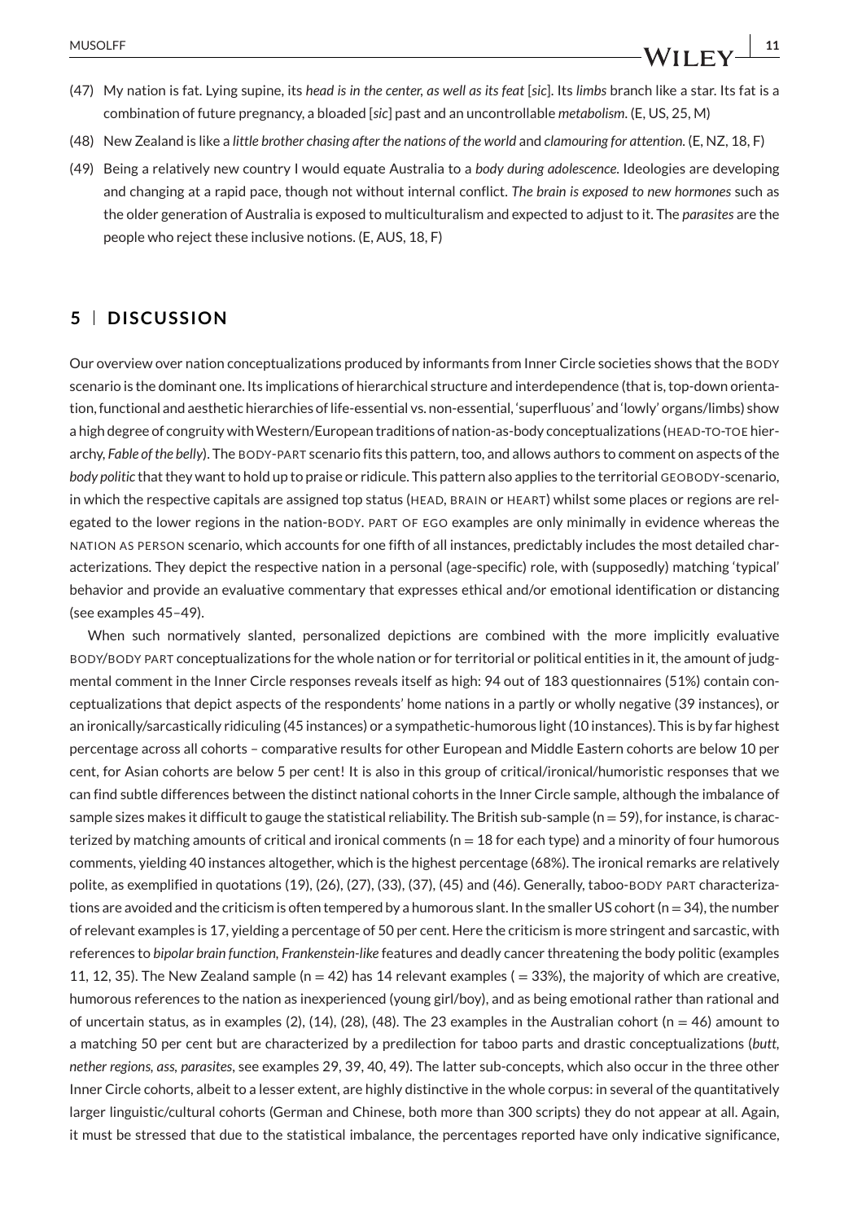(47) My nation is fat. Lying supine, its *head is in the center, as well as its feat* [*sic*]. Its *limbs* branch like a star. Its fat is a combination of future pregnancy, a bloaded [*sic*] past and an uncontrollable *metabolism*. (E, US, 25, M)

(48) New Zealand is like a *little brother chasing after the nations of the world* and *clamouring for attention*. (E, NZ, 18, F)

(49) Being a relatively new country I would equate Australia to a *body during adolescence*. Ideologies are developing and changing at a rapid pace, though not without internal conflict. *The brain is exposed to new hormones* such as the older generation of Australia is exposed to multiculturalism and expected to adjust to it. The *parasites* are the people who reject these inclusive notions. (E, AUS, 18, F)

## 5 | DISCUSSION

Our overview over nation conceptualizations produced by informants from Inner Circle societies shows that the BODY scenario is the dominant one. Its implications of hierarchical structure and interdependence (that is, top-down orientation, functional and aesthetic hierarchies of life-essential vs. non-essential, 'superfluous' and 'lowly' organs/limbs) show a high degree of congruity with Western/European traditions of nation-as-body conceptualizations (HEAD-TO-TOE hierarchy, *Fable of the belly*). The BODY-PART scenario fits this pattern, too, and allows authors to comment on aspects of the *body politic* that they want to hold up to praise or ridicule. This pattern also applies to the territorial GEOBODY-scenario, in which the respective capitals are assigned top status (HEAD, BRAIN or HEART) whilst some places or regions are relegated to the lower regions in the nation-BODY. PART OF EGO examples are only minimally in evidence whereas the NATION AS PERSON scenario, which accounts for one fifth of all instances, predictably includes the most detailed characterizations. They depict the respective nation in a personal (age-specific) role, with (supposedly) matching 'typical' behavior and provide an evaluative commentary that expresses ethical and/or emotional identification or distancing (see examples 45–49).

When such normatively slanted, personalized depictions are combined with the more implicitly evaluative BODY/BODY PART conceptualizations for the whole nation or for territorial or political entities in it, the amount of judgmental comment in the Inner Circle responses reveals itself as high: 94 out of 183 questionnaires (51%) contain conceptualizations that depict aspects of the respondents' home nations in a partly or wholly negative (39 instances), or an ironically/sarcastically ridiculing (45 instances) or a sympathetic-humorous light (10 instances). This is by far highest percentage across all cohorts – comparative results for other European and Middle Eastern cohorts are below 10 per cent, for Asian cohorts are below 5 per cent! It is also in this group of critical/ironical/humoristic responses that we can find subtle differences between the distinct national cohorts in the Inner Circle sample, although the imbalance of sample sizes makes it difficult to gauge the statistical reliability. The British sub-sample (n = 59), for instance, is characterized by matching amounts of critical and ironical comments (n = 18 for each type) and a minority of four humorous comments, yielding 40 instances altogether, which is the highest percentage (68%). The ironical remarks are relatively polite, as exemplified in quotations (19), (26), (27), (33), (37), (45) and (46). Generally, taboo-BODY PART characterizations are avoided and the criticism is often tempered by a humorous slant. In the smaller US cohort (n = 34), the number of relevant examples is 17, yielding a percentage of 50 per cent. Here the criticism is more stringent and sarcastic, with references to *bipolar brain function*, *Frankenstein-like* features and deadly cancer threatening the body politic (examples 11, 12, 35). The New Zealand sample (n = 42) has 14 relevant examples ( = 33%), the majority of which are creative, humorous references to the nation as inexperienced (young girl/boy), and as being emotional rather than rational and of uncertain status, as in examples (2), (14), (28), (48). The 23 examples in the Australian cohort (n = 46) amount to a matching 50 per cent but are characterized by a predilection for taboo parts and drastic conceptualizations (*butt*, *nether regions*, *ass*, *parasites*, see examples 29, 39, 40, 49). The latter sub-concepts, which also occur in the three other Inner Circle cohorts, albeit to a lesser extent, are highly distinctive in the whole corpus: in several of the quantitatively larger linguistic/cultural cohorts (German and Chinese, both more than 300 scripts) they do not appear at all. Again, it must be stressed that due to the statistical imbalance, the percentages reported have only indicative significance,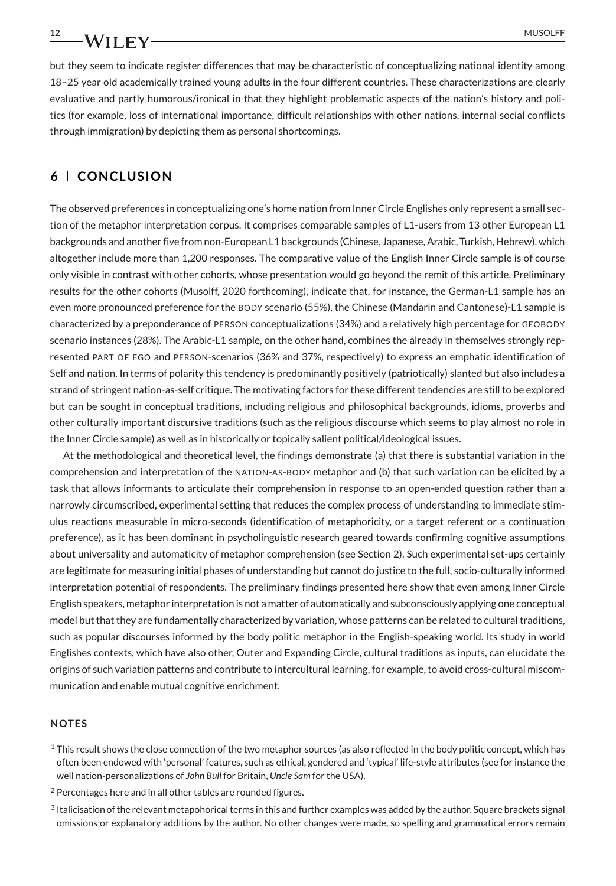but they seem to indicate register differences that may be characteristic of conceptualizing national identity among 18–25 year old academically trained young adults in the four different countries. These characterizations are clearly evaluative and partly humorous/ironical in that they highlight problematic aspects of the nation's history and politics (for example, loss of international importance, difficult relationships with other nations, internal social conflicts through immigration) by depicting them as personal shortcomings.

## 6 | CONCLUSION

The observed preferences in conceptualizing one's home nation from Inner Circle Englishes only represent a small section of the metaphor interpretation corpus. It comprises comparable samples of L1-users from 13 other European L1 backgrounds and another five from non-European L1 backgrounds (Chinese, Japanese, Arabic, Turkish, Hebrew), which altogether include more than 1,200 responses. The comparative value of the English Inner Circle sample is of course only visible in contrast with other cohorts, whose presentation would go beyond the remit of this article. Preliminary results for the other cohorts (Musolff, 2020 forthcoming), indicate that, for instance, the German-L1 sample has an even more pronounced preference for the BODY scenario (55%), the Chinese (Mandarin and Cantonese)-L1 sample is characterized by a preponderance of PERSON conceptualizations (34%) and a relatively high percentage for GEOBODY scenario instances (28%). The Arabic-L1 sample, on the other hand, combines the already in themselves strongly represented PART OF EGO and PERSON-scenarios (36% and 37%, respectively) to express an emphatic identification of Self and nation. In terms of polarity this tendency is predominantly positively (patriotically) slanted but also includes a strand of stringent nation-as-self critique. The motivating factors for these different tendencies are still to be explored but can be sought in conceptual traditions, including religious and philosophical backgrounds, idioms, proverbs and other culturally important discursive traditions (such as the religious discourse which seems to play almost no role in the Inner Circle sample) as well as in historically or topically salient political/ideological issues.

At the methodological and theoretical level, the findings demonstrate (a) that there is substantial variation in the comprehension and interpretation of the NATION-AS-BODY metaphor and (b) that such variation can be elicited by a task that allows informants to articulate their comprehension in response to an open-ended question rather than a narrowly circumscribed, experimental setting that reduces the complex process of understanding to immediate stimulus reactions measurable in micro-seconds (identification of metaphoricity, or a target referent or a continuation preference), as it has been dominant in psycholinguistic research geared towards confirming cognitive assumptions about universality and automaticity of metaphor comprehension (see Section 2). Such experimental set-ups certainly are legitimate for measuring initial phases of understanding but cannot do justice to the full, socio-culturally informed interpretation potential of respondents. The preliminary findings presented here show that even among Inner Circle English speakers, metaphor interpretation is not a matter of automatically and subconsciously applying one conceptual model but that they are fundamentally characterized by variation, whose patterns can be related to cultural traditions, such as popular discourses informed by the body politic metaphor in the English-speaking world. Its study in world Englishes contexts, which have also other, Outer and Expanding Circle, cultural traditions as inputs, can elucidate the origins of such variation patterns and contribute to intercultural learning, for example, to avoid cross-cultural miscommunication and enable mutual cognitive enrichment.

### NOTES

[1] This result shows the close connection of the two metaphor sources (as also reflected in the body politic concept, which has often been endowed with 'personal' features, such as ethical, gendered and 'typical' life-style attributes (see for instance the well nation-personalizations of *John Bull* for Britain, *Uncle Sam* for the USA).

[2] Percentages here and in all other tables are rounded figures.

[3] Italicisation of the relevant metapohorical terms in this and further examples was added by the author. Square brackets signal omissions or explanatory additions by the author. No other changes were made, so spelling and grammatical errors remain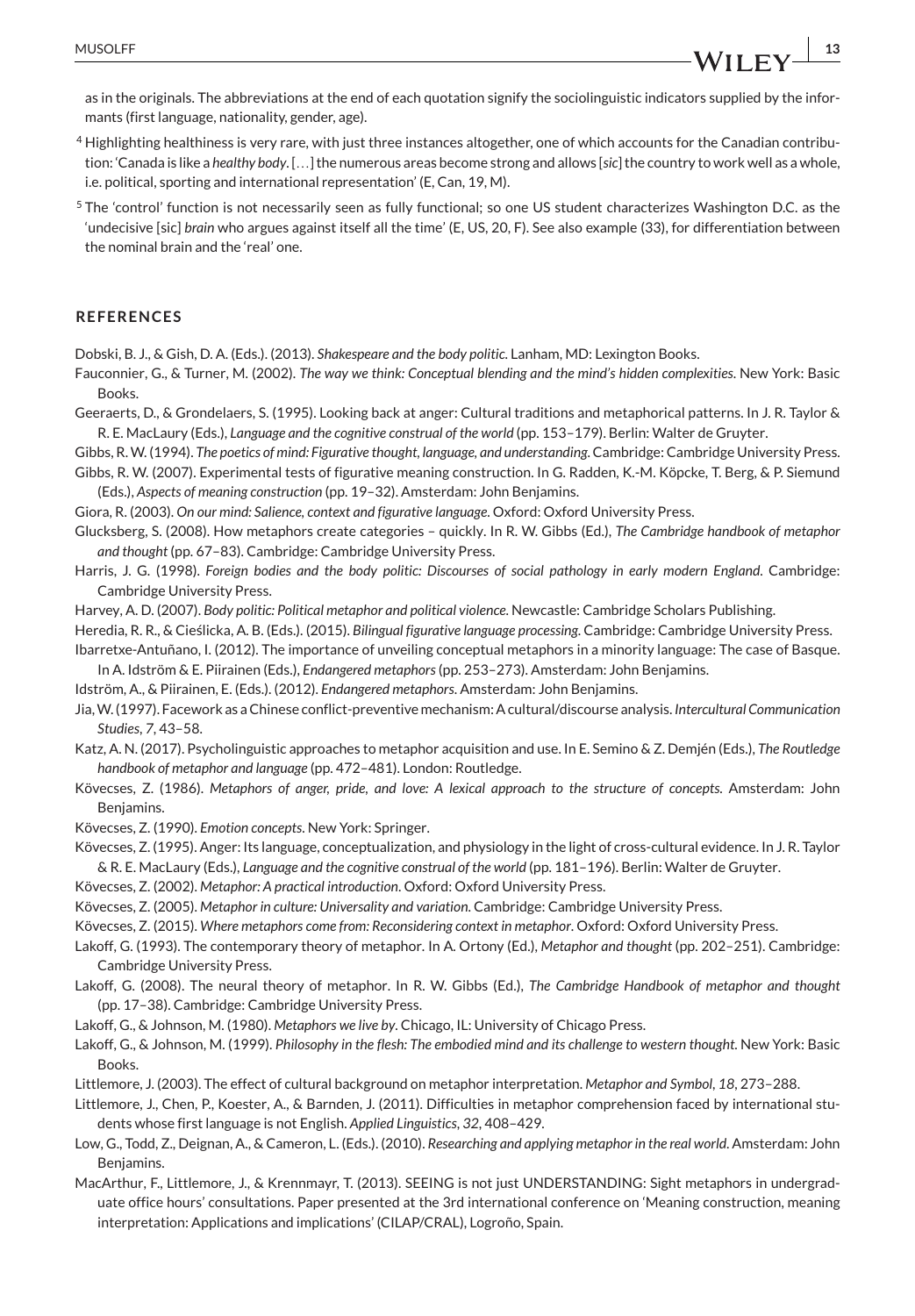as in the originals. The abbreviations at the end of each quotation signify the sociolinguistic indicators supplied by the informants (first language, nationality, gender, age).

[4] Highlighting healthiness is very rare, with just three instances altogether, one of which accounts for the Canadian contribution: 'Canada is like a *healthy body*. […] the numerous areas become strong and allows [*sic*] the country to work well as a whole, i.e. political, sporting and international representation' (E, Can, 19, M).

[5] The 'control' function is not necessarily seen as fully functional; so one US student characterizes Washington D.C. as the 'undecisive [sic] *brain* who argues against itself all the time' (E, US, 20, F). See also example (33), for differentiation between the nominal brain and the 'real' one.

## REFERENCES

Dobski, B. J., & Gish, D. A. (Eds.). (2013). *Shakespeare and the body politic*. Lanham, MD: Lexington Books.

Fauconnier, G., & Turner, M. (2002). *The way we think: Conceptual blending and the mind's hidden complexities*. New York: Basic Books.

Geeraerts, D., & Grondelaers, S. (1995). Looking back at anger: Cultural traditions and metaphorical patterns. In J. R. Taylor & R. E. MacLaury (Eds.), *Language and the cognitive construal of the world* (pp. 153–179). Berlin: Walter de Gruyter.

Gibbs, R. W. (1994). *The poetics of mind: Figurative thought, language, and understanding*. Cambridge: Cambridge University Press.

Gibbs, R. W. (2007). Experimental tests of figurative meaning construction. In G. Radden, K.-M. Köpcke, T. Berg, & P. Siemund (Eds.), *Aspects of meaning construction* (pp. 19–32). Amsterdam: John Benjamins.

Giora, R. (2003). *On our mind: Salience, context and figurative language*. Oxford: Oxford University Press.

Glucksberg, S. (2008). How metaphors create categories – quickly. In R. W. Gibbs (Ed.), *The Cambridge handbook of metaphor and thought* (pp. 67–83). Cambridge: Cambridge University Press.

Harris, J. G. (1998). *Foreign bodies and the body politic: Discourses of social pathology in early modern England*. Cambridge: Cambridge University Press.

Harvey, A. D. (2007). *Body politic: Political metaphor and political violence*. Newcastle: Cambridge Scholars Publishing.

Heredia, R. R., & Cieślicka, A. B. (Eds.). (2015). *Bilingual figurative language processing*. Cambridge: Cambridge University Press.

Ibarretxe-Antuñano, I. (2012). The importance of unveiling conceptual metaphors in a minority language: The case of Basque. In A. Idström & E. Piirainen (Eds.), *Endangered metaphors* (pp. 253–273). Amsterdam: John Benjamins.

Idström, A., & Piirainen, E. (Eds.). (2012). *Endangered metaphors*. Amsterdam: John Benjamins.

Jia, W. (1997). Facework as a Chinese conflict-preventive mechanism: A cultural/discourse analysis. *Intercultural Communication Studies*, *7*, 43–58.

Katz, A. N. (2017). Psycholinguistic approaches to metaphor acquisition and use. In E. Semino & Z. Demjén (Eds.), *The Routledge handbook of metaphor and language* (pp. 472–481). London: Routledge.

Kövecses, Z. (1986). *Metaphors of anger, pride, and love: A lexical approach to the structure of concepts*. Amsterdam: John Benjamins.

Kövecses, Z. (1990). *Emotion concepts*. New York: Springer.

Kövecses, Z. (1995). Anger: Its language, conceptualization, and physiology in the light of cross-cultural evidence. In J. R. Taylor & R. E. MacLaury (Eds.), *Language and the cognitive construal of the world* (pp. 181–196). Berlin: Walter de Gruyter.

Kövecses, Z. (2002). *Metaphor: A practical introduction*. Oxford: Oxford University Press.

Kövecses, Z. (2005). *Metaphor in culture: Universality and variation*. Cambridge: Cambridge University Press.

Kövecses, Z. (2015). *Where metaphors come from: Reconsidering context in metaphor*. Oxford: Oxford University Press.

Lakoff, G. (1993). The contemporary theory of metaphor. In A. Ortony (Ed.), *Metaphor and thought* (pp. 202–251). Cambridge: Cambridge University Press.

Lakoff, G. (2008). The neural theory of metaphor. In R. W. Gibbs (Ed.), *The Cambridge Handbook of metaphor and thought* (pp. 17–38). Cambridge: Cambridge University Press.

Lakoff, G., & Johnson, M. (1980). *Metaphors we live by*. Chicago, IL: University of Chicago Press.

Lakoff, G., & Johnson, M. (1999). *Philosophy in the flesh: The embodied mind and its challenge to western thought*. New York: Basic Books.

Littlemore, J. (2003). The effect of cultural background on metaphor interpretation. *Metaphor and Symbol*, *18*, 273–288.

Littlemore, J., Chen, P., Koester, A., & Barnden, J. (2011). Difficulties in metaphor comprehension faced by international students whose first language is not English. *Applied Linguistics*, *32*, 408–429.

Low, G., Todd, Z., Deignan, A., & Cameron, L. (Eds.). (2010). *Researching and applying metaphor in the real world*. Amsterdam: John Benjamins.

MacArthur, F., Littlemore, J., & Krennmayr, T. (2013). SEEING is not just UNDERSTANDING: Sight metaphors in undergraduate office hours' consultations. Paper presented at the 3rd international conference on 'Meaning construction, meaning interpretation: Applications and implications' (CILAP/CRAL), Logroño, Spain.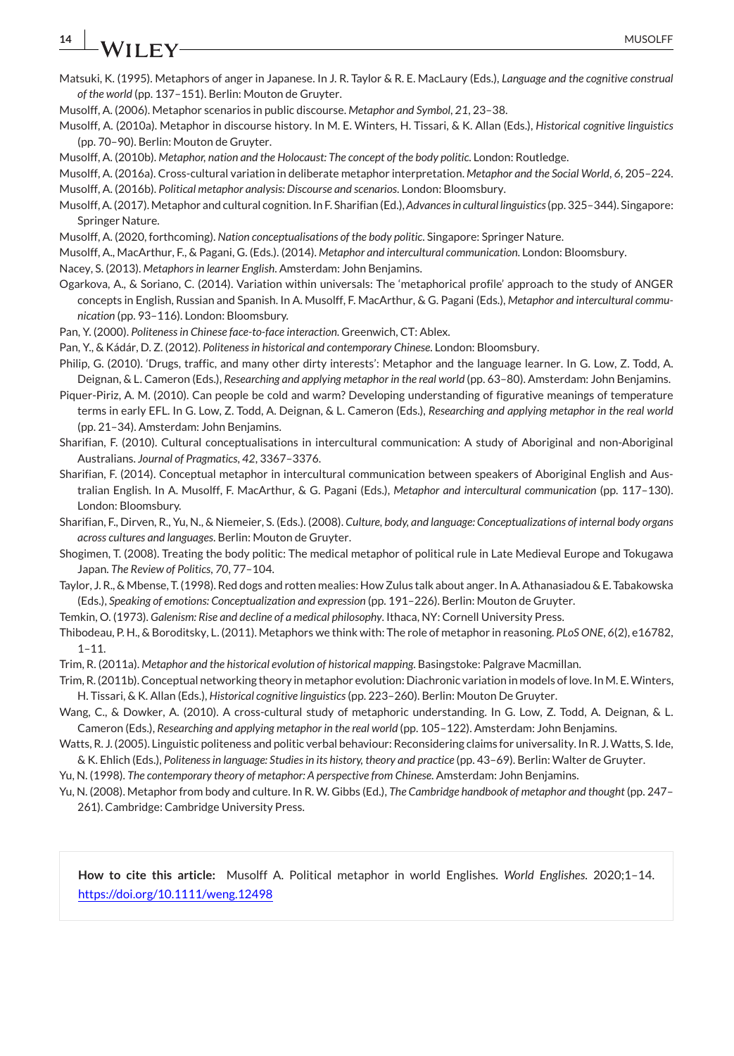Matsuki, K. (1995). Metaphors of anger in Japanese. In J. R. Taylor & R. E. MacLaury (Eds.), *Language and the cognitive construal of the world* (pp. 137–151). Berlin: Mouton de Gruyter.

Musolff, A. (2006). Metaphor scenarios in public discourse. *Metaphor and Symbol*, *21*, 23–38.

Musolff, A. (2010a). Metaphor in discourse history. In M. E. Winters, H. Tissari, & K. Allan (Eds.), *Historical cognitive linguistics* (pp. 70–90). Berlin: Mouton de Gruyter.

Musolff, A. (2010b). *Metaphor, nation and the Holocaust: The concept of the body politic*. London: Routledge.

Musolff, A. (2016a). Cross-cultural variation in deliberate metaphor interpretation. *Metaphor and the Social World*, *6*, 205–224.

Musolff, A. (2016b). *Political metaphor analysis: Discourse and scenarios*. London: Bloomsbury.

Musolff, A. (2017). Metaphor and cultural cognition. In F. Sharifian (Ed.), *Advances in cultural linguistics* (pp. 325–344). Singapore: Springer Nature.

Musolff, A. (2020, forthcoming). *Nation conceptualisations of the body politic*. Singapore: Springer Nature.

Musolff, A., MacArthur, F., & Pagani, G. (Eds.). (2014). *Metaphor and intercultural communication*. London: Bloomsbury.

Nacey, S. (2013). *Metaphors in learner English*. Amsterdam: John Benjamins.

Ogarkova, A., & Soriano, C. (2014). Variation within universals: The 'metaphorical profile' approach to the study of ANGER concepts in English, Russian and Spanish. In A. Musolff, F. MacArthur, & G. Pagani (Eds.), *Metaphor and intercultural communication* (pp. 93–116). London: Bloomsbury.

Pan, Y. (2000). *Politeness in Chinese face-to-face interaction*. Greenwich, CT: Ablex.

Pan, Y., & Kádár, D. Z. (2012). *Politeness in historical and contemporary Chinese*. London: Bloomsbury.

Philip, G. (2010). 'Drugs, traffic, and many other dirty interests': Metaphor and the language learner. In G. Low, Z. Todd, A. Deignan, & L. Cameron (Eds.), *Researching and applying metaphor in the real world* (pp. 63–80). Amsterdam: John Benjamins.

Piquer-Piriz, A. M. (2010). Can people be cold and warm? Developing understanding of figurative meanings of temperature terms in early EFL. In G. Low, Z. Todd, A. Deignan, & L. Cameron (Eds.), *Researching and applying metaphor in the real world* (pp. 21–34). Amsterdam: John Benjamins.

Sharifian, F. (2010). Cultural conceptualisations in intercultural communication: A study of Aboriginal and non-Aboriginal Australians. *Journal of Pragmatics*, *42*, 3367–3376.

Sharifian, F. (2014). Conceptual metaphor in intercultural communication between speakers of Aboriginal English and Australian English. In A. Musolff, F. MacArthur, & G. Pagani (Eds.), *Metaphor and intercultural communication* (pp. 117–130). London: Bloomsbury.

Sharifian, F., Dirven, R., Yu, N., & Niemeier, S. (Eds.). (2008). *Culture, body, and language: Conceptualizations of internal body organs across cultures and languages*. Berlin: Mouton de Gruyter.

Shogimen, T. (2008). Treating the body politic: The medical metaphor of political rule in Late Medieval Europe and Tokugawa Japan. *The Review of Politics*, *70*, 77–104.

Taylor, J. R., & Mbense, T. (1998). Red dogs and rotten mealies: How Zulus talk about anger. In A. Athanasiadou & E. Tabakowska (Eds.), *Speaking of emotions: Conceptualization and expression* (pp. 191–226). Berlin: Mouton de Gruyter.

Temkin, O. (1973). *Galenism: Rise and decline of a medical philosophy*. Ithaca, NY: Cornell University Press.

Thibodeau, P. H., & Boroditsky, L. (2011). Metaphors we think with: The role of metaphor in reasoning. *PLoS ONE*, *6*(2), e16782, 1–11.

Trim, R. (2011a). *Metaphor and the historical evolution of historical mapping*. Basingstoke: Palgrave Macmillan.

Trim, R. (2011b). Conceptual networking theory in metaphor evolution: Diachronic variation in models of love. In M. E. Winters, H. Tissari, & K. Allan (Eds.), *Historical cognitive linguistics* (pp. 223–260). Berlin: Mouton De Gruyter.

Wang, C., & Dowker, A. (2010). A cross-cultural study of metaphoric understanding. In G. Low, Z. Todd, A. Deignan, & L. Cameron (Eds.), *Researching and applying metaphor in the real world* (pp. 105–122). Amsterdam: John Benjamins.

Watts, R. J. (2005). Linguistic politeness and politic verbal behaviour: Reconsidering claims for universality. In R. J. Watts, S. Ide, & K. Ehlich (Eds.), *Politeness in language: Studies in its history, theory and practice* (pp. 43–69). Berlin: Walter de Gruyter.

Yu, N. (1998). *The contemporary theory of metaphor: A perspective from Chinese*. Amsterdam: John Benjamins.

Yu, N. (2008). Metaphor from body and culture. In R. W. Gibbs (Ed.), *The Cambridge handbook of metaphor and thought* (pp. 247–261). Cambridge: Cambridge University Press.

**How to cite this article:** Musolff A. Political metaphor in world Englishes. *World Englishes*. 2020;1–14. https://doi.org/10.1111/weng.12498